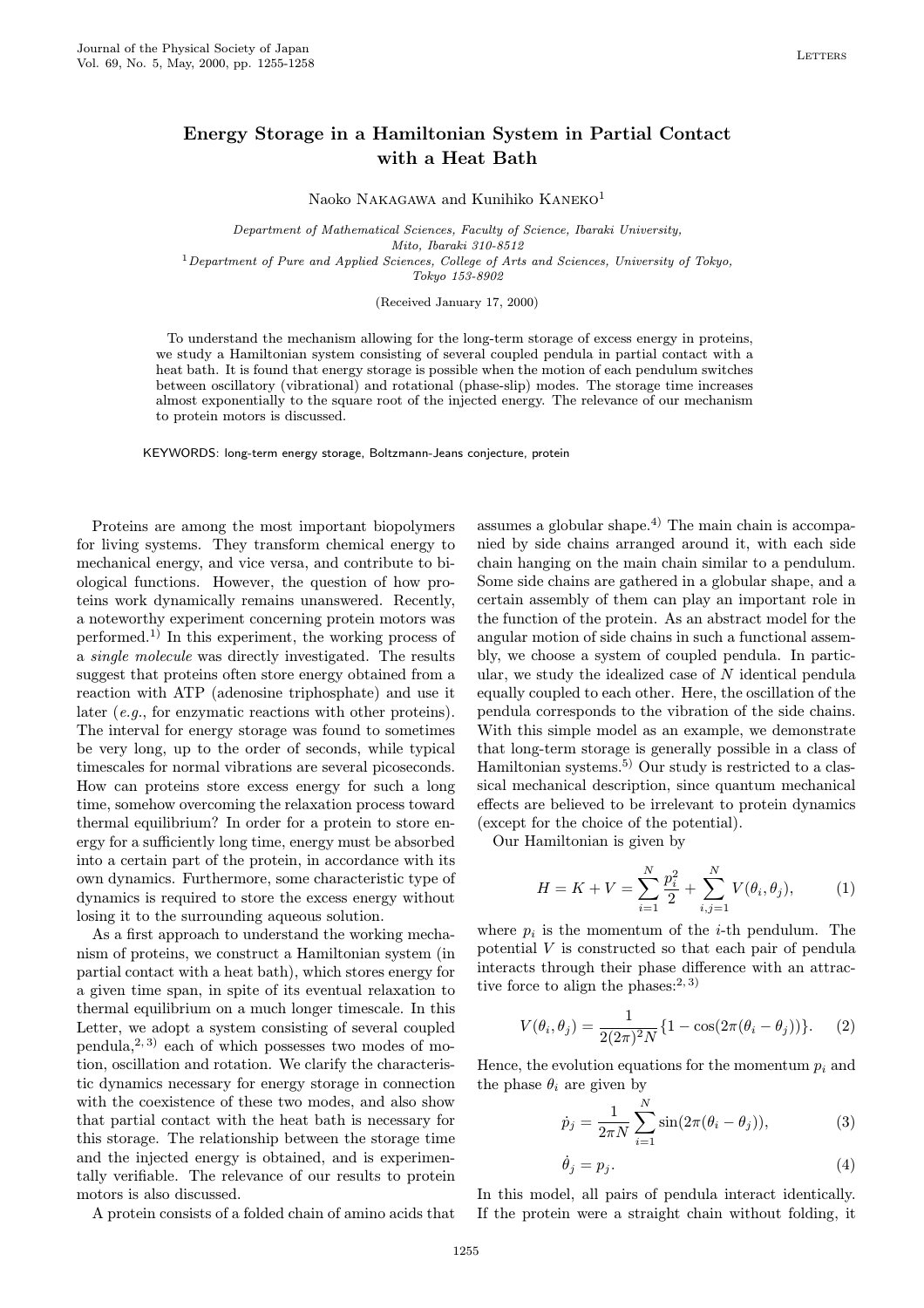# Energy Storage in a Hamiltonian System in Partial Contact with a Heat Bath

Naoko NAKAGAWA and Kunihiko KANEKO[1]

*Department of Mathematical Sciences, Faculty of Science, Ibaraki University, Mito, Ibaraki 310-8512*

[1] *Department of Pure and Applied Sciences, College of Arts and Sciences, University of Tokyo, Tokyo 153-8902*

(Received January 17, 2000)

To understand the mechanism allowing for the long-term storage of excess energy in proteins, we study a Hamiltonian system consisting of several coupled pendula in partial contact with a heat bath. It is found that energy storage is possible when the motion of each pendulum switches between oscillatory (vibrational) and rotational (phase-slip) modes. The storage time increases almost exponentially to the square root of the injected energy. The relevance of our mechanism to protein motors is discussed.

KEYWORDS: long-term energy storage, Boltzmann-Jeans conjecture, protein

Proteins are among the most important biopolymers for living systems. They transform chemical energy to mechanical energy, and vice versa, and contribute to biological functions. However, the question of how proteins work dynamically remains unanswered. Recently, a noteworthy experiment concerning protein motors was performed.[1] In this experiment, the working process of a *single molecule* was directly investigated. The results suggest that proteins often store energy obtained from a reaction with ATP (adenosine triphosphate) and use it later (*e.g.*, for enzymatic reactions with other proteins). The interval for energy storage was found to sometimes be very long, up to the order of seconds, while typical timescales for normal vibrations are several picoseconds. How can proteins store excess energy for such a long time, somehow overcoming the relaxation process toward thermal equilibrium? In order for a protein to store energy for a sufficiently long time, energy must be absorbed into a certain part of the protein, in accordance with its own dynamics. Furthermore, some characteristic type of dynamics is required to store the excess energy without losing it to the surrounding aqueous solution.

As a first approach to understand the working mechanism of proteins, we construct a Hamiltonian system (in partial contact with a heat bath), which stores energy for a given time span, in spite of its eventual relaxation to thermal equilibrium on a much longer timescale. In this Letter, we adopt a system consisting of several coupled pendula,[2,3] each of which possesses two modes of motion, oscillation and rotation. We clarify the characteristic dynamics necessary for energy storage in connection with the coexistence of these two modes, and also show that partial contact with the heat bath is necessary for this storage. The relationship between the storage time and the injected energy is obtained, and is experimentally verifiable. The relevance of our results to protein motors is also discussed.

A protein consists of a folded chain of amino acids that assumes a globular shape.[4] The main chain is accompanied by side chains arranged around it, with each side chain hanging on the main chain similar to a pendulum. Some side chains are gathered in a globular shape, and a certain assembly of them can play an important role in the function of the protein. As an abstract model for the angular motion of side chains in such a functional assembly, we choose a system of coupled pendula. In particular, we study the idealized case of $N$ identical pendula equally coupled to each other. Here, the oscillation of the pendula corresponds to the vibration of the side chains. With this simple model as an example, we demonstrate that long-term storage is generally possible in a class of Hamiltonian systems.[5] Our study is restricted to a classical mechanical description, since quantum mechanical effects are believed to be irrelevant to protein dynamics (except for the choice of the potential).

Our Hamiltonian is given by

$$H = K + V = \sum_{i=1}^{N} \frac{p_i^2}{2} + \sum_{i,j=1}^{N} V(\theta_i, \theta_j), \tag{1}$$

where $p_i$ is the momentum of the $i$-th pendulum. The potential $V$ is constructed so that each pair of pendula interacts through their phase difference with an attractive force to align the phases:[2,3]

$$V(\theta_i, \theta_j) = \frac{1}{2(2\pi)^2 N}\{1 - \cos(2\pi(\theta_i - \theta_j))\}. \tag{2}$$

Hence, the evolution equations for the momentum $p_i$ and the phase $\theta_i$ are given by

$$\dot{p}_j = \frac{1}{2\pi N}\sum_{i=1}^{N} \sin(2\pi(\theta_i - \theta_j)), \tag{3}$$

$$\dot{\theta}_j = p_j. \tag{4}$$

In this model, all pairs of pendula interact identically. If the protein were a straight chain without folding, it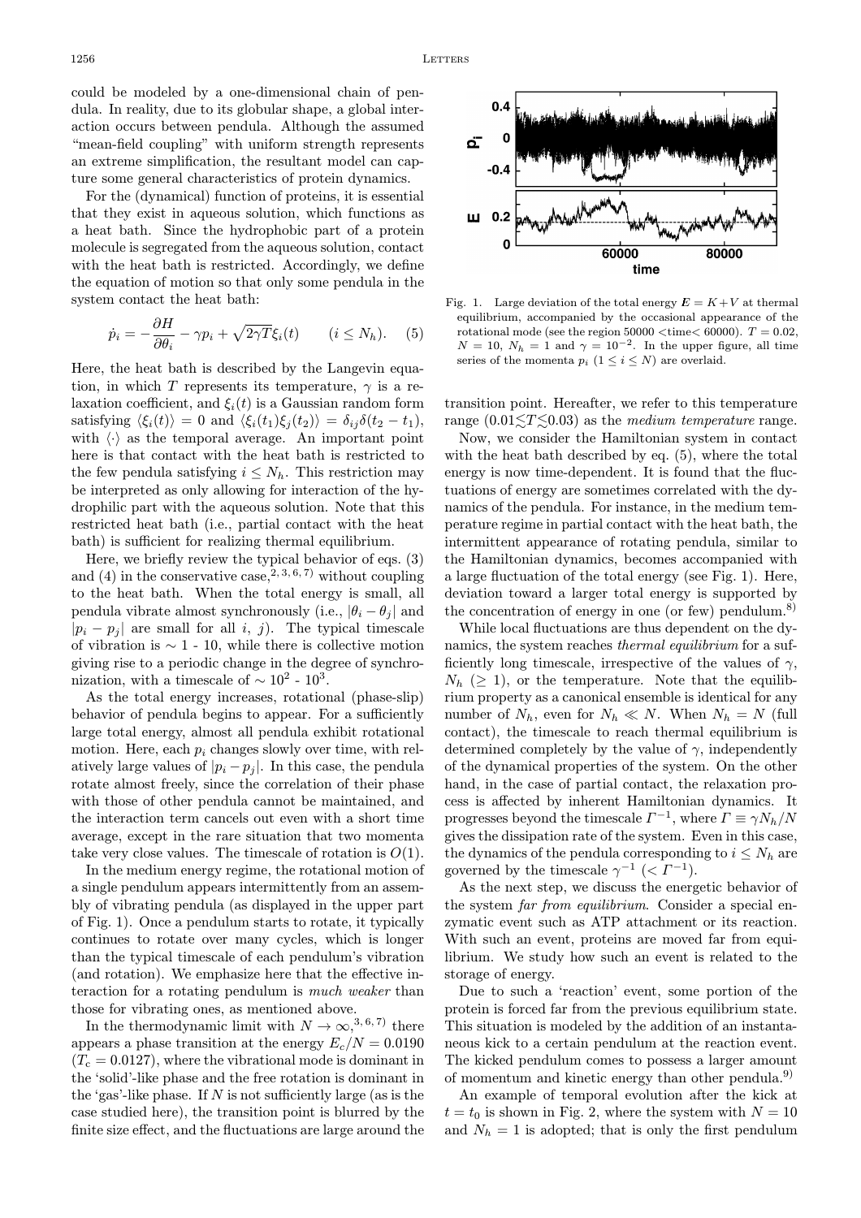could be modeled by a one-dimensional chain of pendula. In reality, due to its globular shape, a global interaction occurs between pendula. Although the assumed "mean-field coupling" with uniform strength represents an extreme simplification, the resultant model can capture some general characteristics of protein dynamics.

For the (dynamical) function of proteins, it is essential that they exist in aqueous solution, which functions as a heat bath. Since the hydrophobic part of a protein molecule is segregated from the aqueous solution, contact with the heat bath is restricted. Accordingly, we define the equation of motion so that only some pendula in the system contact the heat bath:

$$\dot{p}_i = -\frac{\partial H}{\partial \theta_i} - \gamma p_i + \sqrt{2\gamma T}\xi_i(t) \qquad (i \leq N_h). \quad (5)$$

Here, the heat bath is described by the Langevin equation, in which $T$ represents its temperature, $\gamma$ is a relaxation coefficient, and $\xi_i(t)$ is a Gaussian random form satisfying $\langle \xi_i(t) \rangle = 0$ and $\langle \xi_i(t_1)\xi_j(t_2) \rangle = \delta_{ij}\delta(t_2 - t_1)$, with $\langle \cdot \rangle$ as the temporal average. An important point here is that contact with the heat bath is restricted to the few pendula satisfying $i \leq N_h$. This restriction may be interpreted as only allowing for interaction of the hydrophilic part with the aqueous solution. Note that this restricted heat bath (i.e., partial contact with the heat bath) is sufficient for realizing thermal equilibrium.

Here, we briefly review the typical behavior of eqs. (3) and (4) in the conservative case,[2,3,6,7] without coupling to the heat bath. When the total energy is small, all pendula vibrate almost synchronously (i.e., $|\theta_i - \theta_j|$ and $|p_i - p_j|$ are small for all $i$, $j$). The typical timescale of vibration is $\sim$ 1 - 10, while there is collective motion giving rise to a periodic change in the degree of synchronization, with a timescale of $\sim 10^2$ - $10^3$.

As the total energy increases, rotational (phase-slip) behavior of pendula begins to appear. For a sufficiently large total energy, almost all pendula exhibit rotational motion. Here, each $p_i$ changes slowly over time, with relatively large values of $|p_i - p_j|$. In this case, the pendula rotate almost freely, since the correlation of their phase with those of other pendula cannot be maintained, and the interaction term cancels out even with a short time average, except in the rare situation that two momenta take very close values. The timescale of rotation is $O(1)$.

In the medium energy regime, the rotational motion of a single pendulum appears intermittently from an assembly of vibrating pendula (as displayed in the upper part of Fig. 1). Once a pendulum starts to rotate, it typically continues to rotate over many cycles, which is longer than the typical timescale of each pendulum's vibration (and rotation). We emphasize here that the effective interaction for a rotating pendulum is *much weaker* than those for vibrating ones, as mentioned above.

In the thermodynamic limit with $N \to \infty$,[3,6,7] there appears a phase transition at the energy $E_c/N = 0.0190$ ($T_c = 0.0127$), where the vibrational mode is dominant in the 'solid'-like phase and the free rotation is dominant in the 'gas'-like phase. If $N$ is not sufficiently large (as is the case studied here), the transition point is blurred by the finite size effect, and the fluctuations are large around the transition point. Hereafter, we refer to this temperature range ($0.01 \lesssim T \lesssim 0.03$) as the *medium temperature* range.

Fig. 1. Large deviation of the total energy $E = K + V$ at thermal equilibrium, accompanied by the occasional appearance of the rotational mode (see the region 50000 <time< 60000). $T = 0.02$, $N = 10$, $N_h = 1$ and $\gamma = 10^{-2}$. In the upper figure, all time series of the momenta $p_i$ ($1 \leq i \leq N$) are overlaid.

Now, we consider the Hamiltonian system in contact with the heat bath described by eq. (5), where the total energy is now time-dependent. It is found that the fluctuations of energy are sometimes correlated with the dynamics of the pendula. For instance, in the medium temperature regime in partial contact with the heat bath, the intermittent appearance of rotating pendula, similar to the Hamiltonian dynamics, becomes accompanied with a large fluctuation of the total energy (see Fig. 1). Here, deviation toward a larger total energy is supported by the concentration of energy in one (or few) pendulum.[8]

While local fluctuations are thus dependent on the dynamics, the system reaches *thermal equilibrium* for a sufficiently long timescale, irrespective of the values of $\gamma$, $N_h$ ($\geq 1$), or the temperature. Note that the equilibrium property as a canonical ensemble is identical for any number of $N_h$, even for $N_h \ll N$. When $N_h = N$ (full contact), the timescale to reach thermal equilibrium is determined completely by the value of $\gamma$, independently of the dynamical properties of the system. On the other hand, in the case of partial contact, the relaxation process is affected by inherent Hamiltonian dynamics. It progresses beyond the timescale $\Gamma^{-1}$, where $\Gamma \equiv \gamma N_h/N$ gives the dissipation rate of the system. Even in this case, the dynamics of the pendula corresponding to $i \leq N_h$ are governed by the timescale $\gamma^{-1}$ ($< \Gamma^{-1}$).

As the next step, we discuss the energetic behavior of the system *far from equilibrium*. Consider a special enzymatic event such as ATP attachment or its reaction. With such an event, proteins are moved far from equilibrium. We study how such an event is related to the storage of energy.

Due to such a 'reaction' event, some portion of the protein is forced far from the previous equilibrium state. This situation is modeled by the addition of an instantaneous kick to a certain pendulum at the reaction event. The kicked pendulum comes to possess a larger amount of momentum and kinetic energy than other pendula.[9]

An example of temporal evolution after the kick at $t = t_0$ is shown in Fig. 2, where the system with $N = 10$ and $N_h = 1$ is adopted; that is only the first pendulum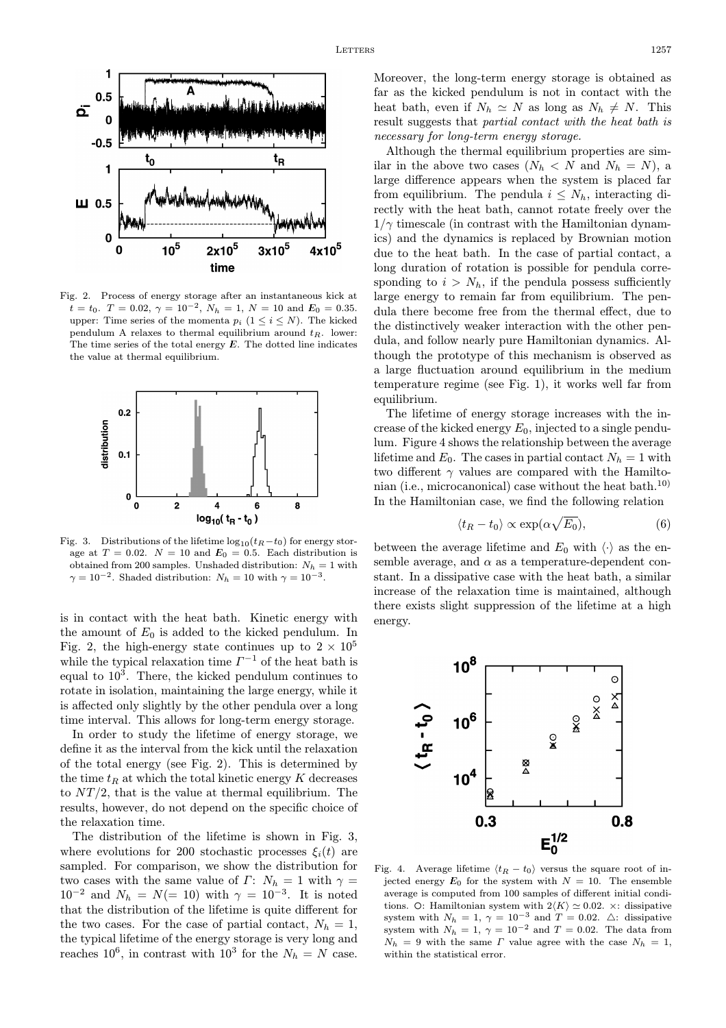Fig. 2. Process of energy storage after an instantaneous kick at $t = t_0$. $T = 0.02$, $\gamma = 10^{-2}$, $N_h = 1$, $N = 10$ and $\boldsymbol{E}_0 = 0.35$. upper: Time series of the momenta $p_i$ ($1 \le i \le N$). The kicked pendulum A relaxes to thermal equilibrium around $t_R$. lower: The time series of the total energy $\boldsymbol{E}$. The dotted line indicates the value at thermal equilibrium.

Fig. 3. Distributions of the lifetime $\log_{10}(t_R - t_0)$ for energy storage at $T = 0.02$. $N = 10$ and $\boldsymbol{E}_0 = 0.5$. Each distribution is obtained from 200 samples. Unshaded distribution: $N_h = 1$ with $\gamma = 10^{-2}$. Shaded distribution: $N_h = 10$ with $\gamma = 10^{-3}$.

is in contact with the heat bath. Kinetic energy with the amount of $E_0$ is added to the kicked pendulum. In Fig. 2, the high-energy state continues up to $2 \times 10^5$ while the typical relaxation time $\Gamma^{-1}$ of the heat bath is equal to $10^3$. There, the kicked pendulum continues to rotate in isolation, maintaining the large energy, while it is affected only slightly by the other pendula over a long time interval. This allows for long-term energy storage.

In order to study the lifetime of energy storage, we define it as the interval from the kick until the relaxation of the total energy (see Fig. 2). This is determined by the time $t_R$ at which the total kinetic energy $K$ decreases to $NT/2$, that is the value at thermal equilibrium. The results, however, do not depend on the specific choice of the relaxation time.

The distribution of the lifetime is shown in Fig. 3, where evolutions for 200 stochastic processes $\xi_i(t)$ are sampled. For comparison, we show the distribution for two cases with the same value of $\Gamma$: $N_h = 1$ with $\gamma = 10^{-2}$ and $N_h = N(= 10)$ with $\gamma = 10^{-3}$. It is noted that the distribution of the lifetime is quite different for the two cases. For the case of partial contact, $N_h = 1$, the typical lifetime of the energy storage is very long and reaches $10^6$, in contrast with $10^3$ for the $N_h = N$ case. Moreover, the long-term energy storage is obtained as far as the kicked pendulum is not in contact with the heat bath, even if $N_h \simeq N$ as long as $N_h \neq N$. This result suggests that *partial contact with the heat bath is necessary for long-term energy storage.*

Although the thermal equilibrium properties are similar in the above two cases ($N_h < N$ and $N_h = N$), a large difference appears when the system is placed far from equilibrium. The pendula $i \le N_h$, interacting directly with the heat bath, cannot rotate freely over the $1/\gamma$ timescale (in contrast with the Hamiltonian dynamics) and the dynamics is replaced by Brownian motion due to the heat bath. In the case of partial contact, a long duration of rotation is possible for pendula corresponding to $i > N_h$, if the pendula possess sufficiently large energy to remain far from equilibrium. The pendula there become free from the thermal effect, due to the distinctively weaker interaction with the other pendula, and follow nearly pure Hamiltonian dynamics. Although the prototype of this mechanism is observed as a large fluctuation around equilibrium in the medium temperature regime (see Fig. 1), it works well far from equilibrium.

The lifetime of energy storage increases with the increase of the kicked energy $E_0$, injected to a single pendulum. Figure 4 shows the relationship between the average lifetime and $E_0$. The cases in partial contact $N_h = 1$ with two different $\gamma$ values are compared with the Hamiltonian (i.e., microcanonical) case without the heat bath.[10] In the Hamiltonian case, we find the following relation

$$\langle t_R - t_0 \rangle \propto \exp(\alpha \sqrt{E_0}), \tag{6}$$

between the average lifetime and $E_0$ with $\langle \cdot \rangle$ as the ensemble average, and $\alpha$ as a temperature-dependent constant. In a dissipative case with the heat bath, a similar increase of the relaxation time is maintained, although there exists slight suppression of the lifetime at a high energy.

Fig. 4. Average lifetime $\langle t_R - t_0 \rangle$ versus the square root of injected energy $\boldsymbol{E}_0$ for the system with $N = 10$. The ensemble average is computed from 100 samples of different initial conditions. ○: Hamiltonian system with $2\langle K \rangle \simeq 0.02$. ×: dissipative system with $N_h = 1$, $\gamma = 10^{-3}$ and $T = 0.02$. △: dissipative system with $N_h = 1$, $\gamma = 10^{-2}$ and $T = 0.02$. The data from $N_h = 9$ with the same $\Gamma$ value agree with the case $N_h = 1$, within the statistical error.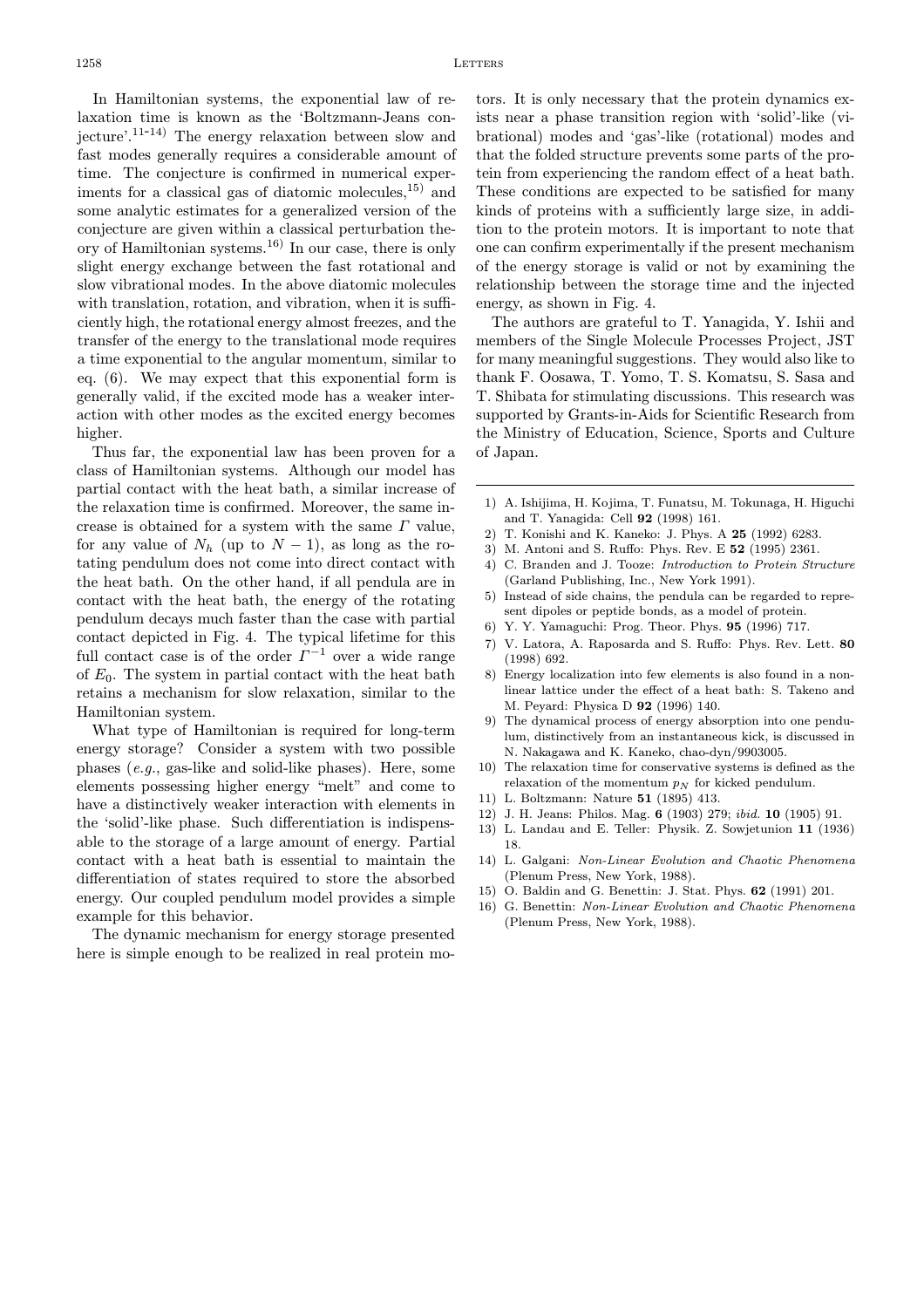In Hamiltonian systems, the exponential law of relaxation time is known as the 'Boltzmann-Jeans conjecture'.[11-14] The energy relaxation between slow and fast modes generally requires a considerable amount of time. The conjecture is confirmed in numerical experiments for a classical gas of diatomic molecules,[15] and some analytic estimates for a generalized version of the conjecture are given within a classical perturbation theory of Hamiltonian systems.[16] In our case, there is only slight energy exchange between the fast rotational and slow vibrational modes. In the above diatomic molecules with translation, rotation, and vibration, when it is sufficiently high, the rotational energy almost freezes, and the transfer of the energy to the translational mode requires a time exponential to the angular momentum, similar to eq. (6). We may expect that this exponential form is generally valid, if the excited mode has a weaker interaction with other modes as the excited energy becomes higher.

Thus far, the exponential law has been proven for a class of Hamiltonian systems. Although our model has partial contact with the heat bath, a similar increase of the relaxation time is confirmed. Moreover, the same increase is obtained for a system with the same $\Gamma$ value, for any value of $N_h$ (up to $N-1$), as long as the rotating pendulum does not come into direct contact with the heat bath. On the other hand, if all pendula are in contact with the heat bath, the energy of the rotating pendulum decays much faster than the case with partial contact depicted in Fig. 4. The typical lifetime for this full contact case is of the order $\Gamma^{-1}$ over a wide range of $E_0$. The system in partial contact with the heat bath retains a mechanism for slow relaxation, similar to the Hamiltonian system.

What type of Hamiltonian is required for long-term energy storage? Consider a system with two possible phases (*e.g.*, gas-like and solid-like phases). Here, some elements possessing higher energy "melt" and come to have a distinctively weaker interaction with elements in the 'solid'-like phase. Such differentiation is indispensable to the storage of a large amount of energy. Partial contact with a heat bath is essential to maintain the differentiation of states required to store the absorbed energy. Our coupled pendulum model provides a simple example for this behavior.

The dynamic mechanism for energy storage presented here is simple enough to be realized in real protein motors. It is only necessary that the protein dynamics exists near a phase transition region with 'solid'-like (vibrational) modes and 'gas'-like (rotational) modes and that the folded structure prevents some parts of the protein from experiencing the random effect of a heat bath. These conditions are expected to be satisfied for many kinds of proteins with a sufficiently large size, in addition to the protein motors. It is important to note that one can confirm experimentally if the present mechanism of the energy storage is valid or not by examining the relationship between the storage time and the injected energy, as shown in Fig. 4.

The authors are grateful to T. Yanagida, Y. Ishii and members of the Single Molecule Processes Project, JST for many meaningful suggestions. They would also like to thank F. Oosawa, T. Yomo, T. S. Komatsu, S. Sasa and T. Shibata for stimulating discussions. This research was supported by Grants-in-Aids for Scientific Research from the Ministry of Education, Science, Sports and Culture of Japan.

---

1) A. Ishijima, H. Kojima, T. Funatsu, M. Tokunaga, H. Higuchi and T. Yanagida: Cell **92** (1998) 161.
2) T. Konishi and K. Kaneko: J. Phys. A **25** (1992) 6283.
3) M. Antoni and S. Ruffo: Phys. Rev. E **52** (1995) 2361.
4) C. Branden and J. Tooze: *Introduction to Protein Structure* (Garland Publishing, Inc., New York 1991).
5) Instead of side chains, the pendula can be regarded to represent dipoles or peptide bonds, as a model of protein.
6) Y. Y. Yamaguchi: Prog. Theor. Phys. **95** (1996) 717.
7) V. Latora, A. Raposarda and S. Ruffo: Phys. Rev. Lett. **80** (1998) 692.
8) Energy localization into few elements is also found in a nonlinear lattice under the effect of a heat bath: S. Takeno and M. Peyard: Physica D **92** (1996) 140.
9) The dynamical process of energy absorption into one pendulum, distinctively from an instantaneous kick, is discussed in N. Nakagawa and K. Kaneko, chao-dyn/9903005.
10) The relaxation time for conservative systems is defined as the relaxation of the momentum $p_N$ for kicked pendulum.
11) L. Boltzmann: Nature **51** (1895) 413.
12) J. H. Jeans: Philos. Mag. **6** (1903) 279; *ibid.* **10** (1905) 91.
13) L. Landau and E. Teller: Physik. Z. Sowjetunion **11** (1936) 18.
14) L. Galgani: *Non-Linear Evolution and Chaotic Phenomena* (Plenum Press, New York, 1988).
15) O. Baldin and G. Benettin: J. Stat. Phys. **62** (1991) 201.
16) G. Benettin: *Non-Linear Evolution and Chaotic Phenomena* (Plenum Press, New York, 1988).